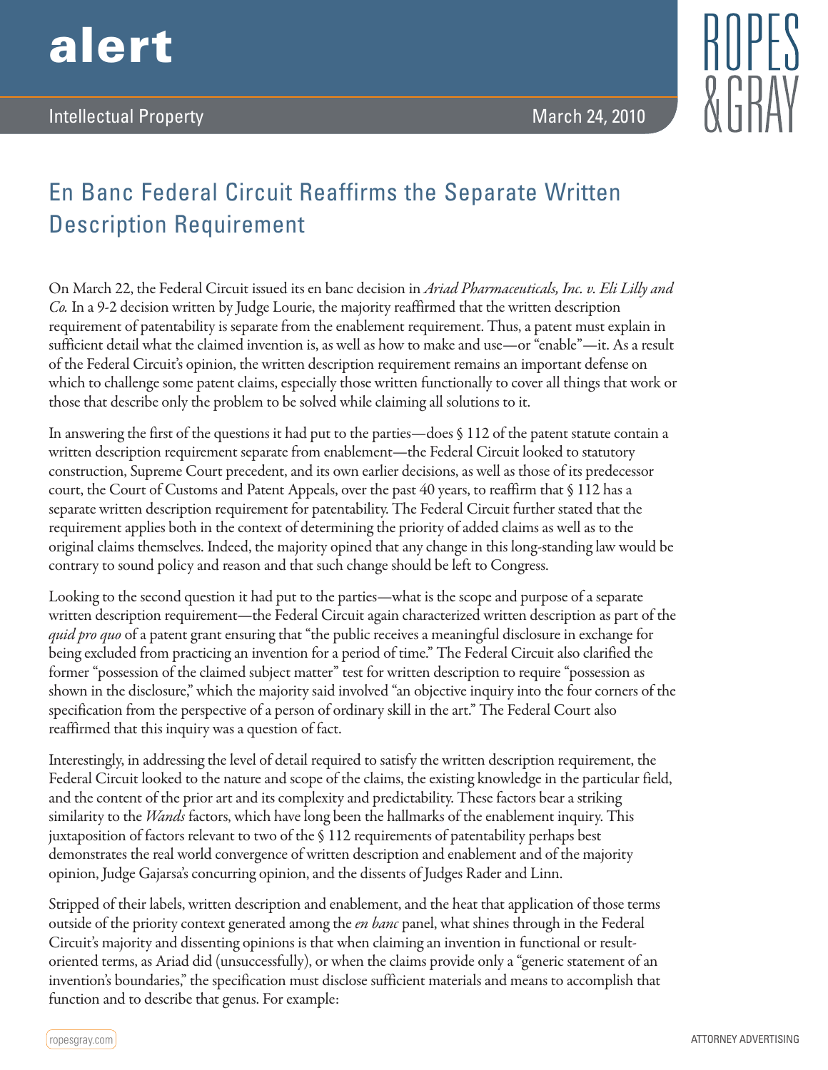# alert

Intellectual Property

March 24, 2010

## En Banc Federal Circuit Reaffirms the Separate Written Description Requirement

On March 22, the Federal Circuit issued its en banc decision in *Ariad Pharmaceuticals, Inc. v. Eli Lilly and Co.* In a 9-2 decision written by Judge Lourie, the majority reaffirmed that the written description requirement of patentability is separate from the enablement requirement. Thus, a patent must explain in sufficient detail what the claimed invention is, as well as how to make and use—or "enable"—it. As a result of the Federal Circuit's opinion, the written description requirement remains an important defense on which to challenge some patent claims, especially those written functionally to cover all things that work or those that describe only the problem to be solved while claiming all solutions to it.

In answering the first of the questions it had put to the parties—does § 112 of the patent statute contain a written description requirement separate from enablement—the Federal Circuit looked to statutory construction, Supreme Court precedent, and its own earlier decisions, as well as those of its predecessor court, the Court of Customs and Patent Appeals, over the past 40 years, to reaffirm that § 112 has a separate written description requirement for patentability. The Federal Circuit further stated that the requirement applies both in the context of determining the priority of added claims as well as to the original claims themselves. Indeed, the majority opined that any change in this long-standing law would be contrary to sound policy and reason and that such change should be left to Congress.

Looking to the second question it had put to the parties—what is the scope and purpose of a separate written description requirement—the Federal Circuit again characterized written description as part of the *quid pro quo* of a patent grant ensuring that "the public receives a meaningful disclosure in exchange for being excluded from practicing an invention for a period of time." The Federal Circuit also clarified the former "possession of the claimed subject matter" test for written description to require "possession as shown in the disclosure," which the majority said involved "an objective inquiry into the four corners of the specification from the perspective of a person of ordinary skill in the art." The Federal Court also reaffirmed that this inquiry was a question of fact.

Interestingly, in addressing the level of detail required to satisfy the written description requirement, the Federal Circuit looked to the nature and scope of the claims, the existing knowledge in the particular field, and the content of the prior art and its complexity and predictability. These factors bear a striking similarity to the *Wands* factors, which have long been the hallmarks of the enablement inquiry. This juxtaposition of factors relevant to two of the § 112 requirements of patentability perhaps best demonstrates the real world convergence of written description and enablement and of the majority opinion, Judge Gajarsa's concurring opinion, and the dissents of Judges Rader and Linn.

Stripped of their labels, written description and enablement, and the heat that application of those terms outside of the priority context generated among the *en banc* panel, what shines through in the Federal Circuit's majority and dissenting opinions is that when claiming an invention in functional or result-oriented terms, as Ariad did (unsuccessfully), or when the claims provide only a "generic statement of an invention's boundaries," the specification must disclose sufficient materials and means to accomplish that function and to describe that genus. For example: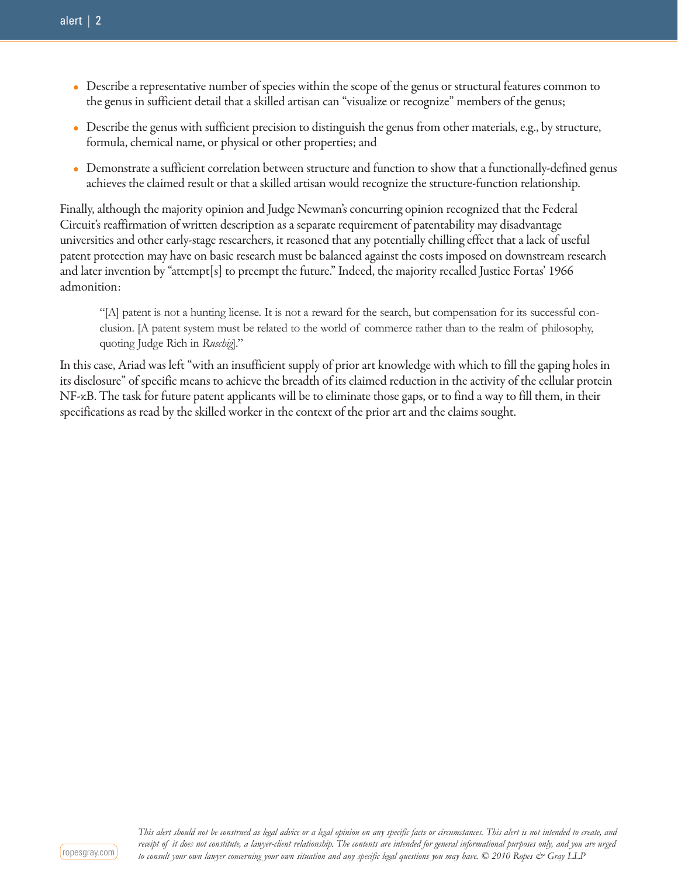- Describe a representative number of species within the scope of the genus or structural features common to the genus in sufficient detail that a skilled artisan can "visualize or recognize" members of the genus;
- Describe the genus with sufficient precision to distinguish the genus from other materials, e.g., by structure, formula, chemical name, or physical or other properties; and
- Demonstrate a sufficient correlation between structure and function to show that a functionally-defined genus achieves the claimed result or that a skilled artisan would recognize the structure-function relationship.

Finally, although the majority opinion and Judge Newman's concurring opinion recognized that the Federal Circuit's reaffirmation of written description as a separate requirement of patentability may disadvantage universities and other early-stage researchers, it reasoned that any potentially chilling effect that a lack of useful patent protection may have on basic research must be balanced against the costs imposed on downstream research and later invention by "attempt[s] to preempt the future." Indeed, the majority recalled Justice Fortas' 1966 admonition:

> "[A] patent is not a hunting license. It is not a reward for the search, but compensation for its successful conclusion. [A patent system must be related to the world of commerce rather than to the realm of philosophy, quoting Judge Rich in *Ruschig*]."

In this case, Ariad was left "with an insufficient supply of prior art knowledge with which to fill the gaping holes in its disclosure" of specific means to achieve the breadth of its claimed reduction in the activity of the cellular protein NF-κB. The task for future patent applicants will be to eliminate those gaps, or to find a way to fill them, in their specifications as read by the skilled worker in the context of the prior art and the claims sought.

*This alert should not be construed as legal advice or a legal opinion on any specific facts or circumstances. This alert is not intended to create, and receipt of it does not constitute, a lawyer-client relationship. The contents are intended for general informational purposes only, and you are urged to consult your own lawyer concerning your own situation and any specific legal questions you may have. © 2010 Ropes & Gray LLP*